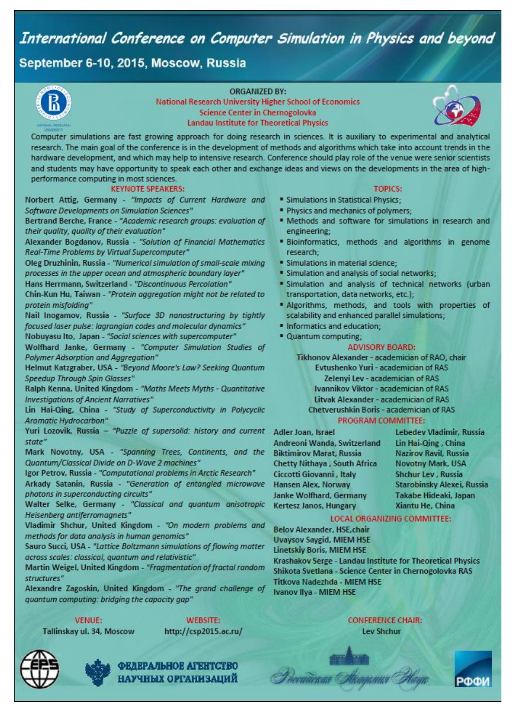# International Conference on Computer Simulation in Physics and beyond

## September 6-10, 2015, Moscow, Russia

ORGANIZED BY:

National Research University Higher School of Economics
Science Center in Chernogolovka
Landau Institute for Theoretical Physics

Computer simulations are fast growing approach for doing research in sciences. It is auxiliary to experimental and analytical research. The main goal of the conference is in the development of methods and algorithms which take into account trends in the hardware development, and which may help to intensive research. Conference should play role of the venue were senior scientists and students may have opportunity to speak each other and exchange ideas and views on the developments in the area of high-performance computing in most sciences.

### KEYNOTE SPEAKERS:

**Norbert Attig, Germany** - *"Impacts of Current Hardware and Software Developments on Simulation Sciences"*

**Bertrand Berche, France** - *"Academic research groups: evaluation of their quality, quality of their evaluation"*

**Alexander Bogdanov, Russia** - *"Solution of Financial Mathematics Real-Time Problems by Virtual Supercomputer"*

**Oleg Druzhinin, Russia** - *"Numerical simulation of small-scale mixing processes in the upper ocean and atmospheric boundary layer"*

**Hans Herrmann, Switzerland** - *"Discontinuous Percolation"*

**Chin-Kun Hu, Taiwan** - *"Protein aggregation might not be related to protein misfolding"*

**Nail Inogamov, Russia** - *"Surface 3D nanostructuring by tightly focused laser pulse: lagrangian codes and molecular dynamics"*

**Nobuyasu Ito, Japan** - *"Social sciences with supercomputer"*

**Wolfhard Janke, Germany** - *"Computer Simulation Studies of Polymer Adsorption and Aggregation"*

**Helmut Katzgraber, USA** - *"Beyond Moore's Law? Seeking Quantum Speedup Through Spin Glasses"*

**Ralph Kenna, United Kingdom** - *"Maths Meets Myths - Quantitative Investigations of Ancient Narratives"*

**Lin Hai-Qing, China** - *"Study of Superconductivity in Polycyclic Aromatic Hydrocarbon"*

**Yuri Lozovik, Russia** – *"Puzzle of supersolid: history and current state"*

**Mark Novotny, USA** - *"Spanning Trees, Continents, and the Quantum/Classical Divide on D-Wave 2 machines"*

**Igor Petrov, Russia** - *"Computational problems in Arctic Research"*

**Arkady Satanin, Russia** - *"Generation of entangled microwave photons in superconducting circuits"*

**Walter Selke, Germany** - *"Classical and quantum anisotropic Heisenberg antiferromagnets"*

**Vladimir Shchur, United Kingdom** - *"On modern problems and methods for data analysis in human genomics"*

**Sauro Succi, USA** - *"Lattice Boltzmann simulations of flowing matter across scales: classical, quantum and relativistic"*

**Martin Weigel, United Kingdom** - *"Fragmentation of fractal random structures"*

**Alexandre Zagoskin, United Kingdom** - *"The grand challenge of quantum computing: bridging the capacity gap"*

### TOPICS:

- Simulations in Statistical Physics;
- Physics and mechanics of polymers;
- Methods and software for simulations in research and engineering;
- Bioinformatics, methods and algorithms in genome research;
- Simulations in material science;
- Simulation and analysis of social networks;
- Simulation and analysis of technical networks (urban transportation, data networks, etc.);
- Algorithms, methods, and tools with properties of scalability and enhanced parallel simulations;
- Informatics and education;
- Quantum computing;

### ADVISORY BOARD:

Tikhonov Alexander - academician of RAO, chair
Evtushenko Yuri - academician of RAS
Zelenyi Lev - academician of RAS
Ivannikov Viktor - academician of RAS
Litvak Alexander - academician of RAS
Chetverushkin Boris - academician of RAS

### PROGRAM COMMITTEE:

Adler Joan, Israel
Andreoni Wanda, Switzerland
Biktimirov Marat, Russia
Chetty Nithaya, South Africa
Ciccotti Giovanni, Italy
Hansen Alex, Norway
Janke Wolfhard, Germany
Kertesz Janos, Hungary
Lebedev Vladimir, Russia
Lin Hai-Qing, China
Nazirov Ravil, Russia
Novotny Mark, USA
Shchur Lev, Russia
Starobinsky Alexei, Russia
Takabe Hideaki, Japan
Xiantu He, China

### LOCAL ORGANIZING COMMITTEE:

Belov Alexander, HSE, chair
Uvaysov Saygid, MIEM HSE
Linetskiy Boris, MIEM HSE
Krashakov Serge - Landau Institute for Theoretical Physics
Shikota Svetlana - Science Center in Chernogolovka RAS
Titkova Nadezhda - MIEM HSE
Ivanov Ilya - MIEM HSE

**VENUE:** Tallinskay ul. 34, Moscow

**WEBSITE:** http://csp2015.ac.ru/

**CONFERENCE CHAIR:** Lev Shchur

ФЕДЕРАЛЬНОЕ АГЕНТСТВО НАУЧНЫХ ОРГАНИЗАЦИЙ

Российская Академия Наук

РФФИ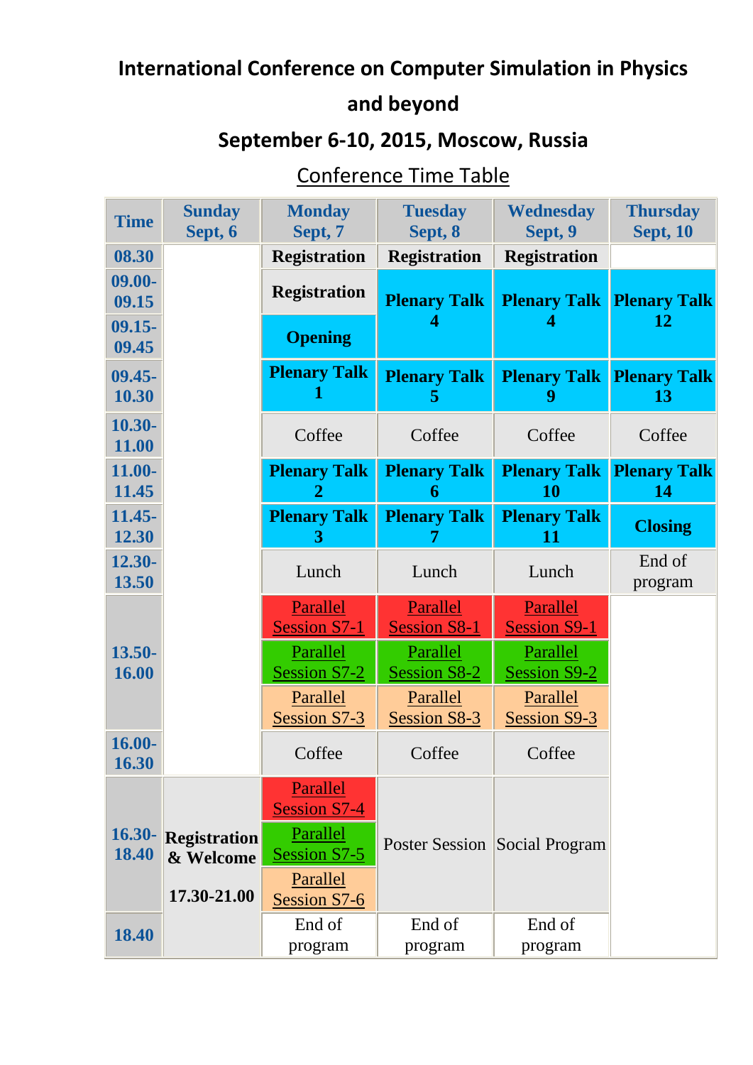# International Conference on Computer Simulation in Physics and beyond

# September 6-10, 2015, Moscow, Russia

## Conference Time Table

| Time | Sunday Sept, 6 | Monday Sept, 7 | Tuesday Sept, 8 | Wednesday Sept, 9 | Thursday Sept, 10 |
|---|---|---|---|---|---|
| 08.30 | | **Registration** | **Registration** | **Registration** | |
| 09.00-09.15 | | **Registration** | **Plenary Talk 4** | **Plenary Talk 4** | **Plenary Talk 12** |
| 09.15-09.45 | | **Opening** | | | |
| 09.45-10.30 | | **Plenary Talk 1** | **Plenary Talk 5** | **Plenary Talk 9** | **Plenary Talk 13** |
| 10.30-11.00 | | Coffee | Coffee | Coffee | Coffee |
| 11.00-11.45 | | **Plenary Talk 2** | **Plenary Talk 6** | **Plenary Talk 10** | **Plenary Talk 14** |
| 11.45-12.30 | | **Plenary Talk 3** | **Plenary Talk 7** | **Plenary Talk 11** | **Closing** |
| 12.30-13.50 | | Lunch | Lunch | Lunch | End of program |
| 13.50-16.00 | | Parallel Session S7-1<br>Parallel Session S7-2<br>Parallel Session S7-3 | Parallel Session S8-1<br>Parallel Session S8-2<br>Parallel Session S8-3 | Parallel Session S9-1<br>Parallel Session S9-2<br>Parallel Session S9-3 | |
| 16.00-16.30 | | Coffee | Coffee | Coffee | |
| 16.30-18.40 | **Registration & Welcome**<br>**17.30-21.00** | Parallel Session S7-4<br>Parallel Session S7-5<br>Parallel Session S7-6 | Poster Session | Social Program | |
| 18.40 | | End of program | End of program | End of program | |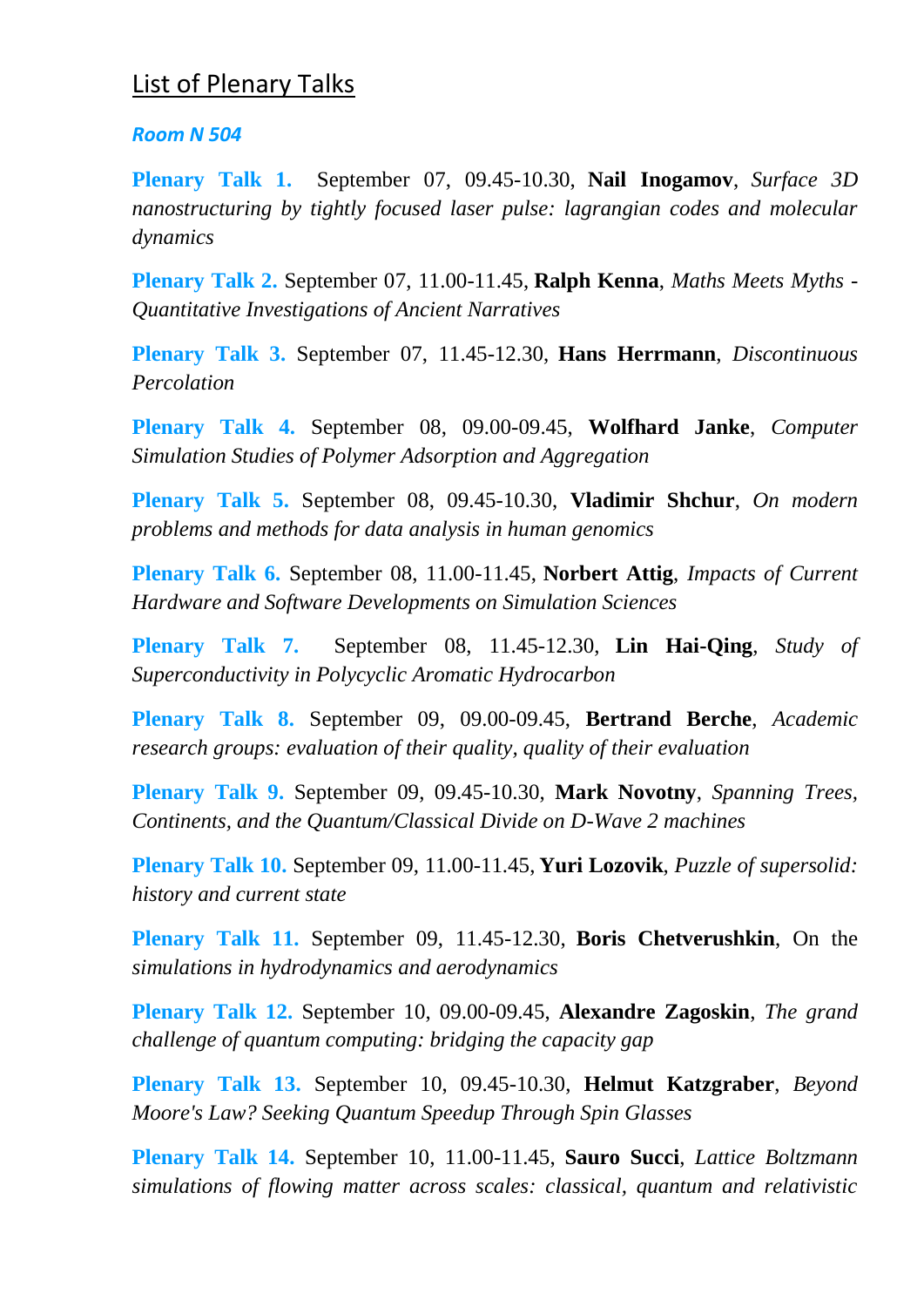## List of Plenary Talks

***Room N 504***

**Plenary Talk 1.** September 07, 09.45-10.30, **Nail Inogamov**, *Surface 3D nanostructuring by tightly focused laser pulse: lagrangian codes and molecular dynamics*

**Plenary Talk 2.** September 07, 11.00-11.45, **Ralph Kenna**, *Maths Meets Myths - Quantitative Investigations of Ancient Narratives*

**Plenary Talk 3.** September 07, 11.45-12.30, **Hans Herrmann**, *Discontinuous Percolation*

**Plenary Talk 4.** September 08, 09.00-09.45, **Wolfhard Janke**, *Computer Simulation Studies of Polymer Adsorption and Aggregation*

**Plenary Talk 5.** September 08, 09.45-10.30, **Vladimir Shchur**, *On modern problems and methods for data analysis in human genomics*

**Plenary Talk 6.** September 08, 11.00-11.45, **Norbert Attig**, *Impacts of Current Hardware and Software Developments on Simulation Sciences*

**Plenary Talk 7.** September 08, 11.45-12.30, **Lin Hai-Qing**, *Study of Superconductivity in Polycyclic Aromatic Hydrocarbon*

**Plenary Talk 8.** September 09, 09.00-09.45, **Bertrand Berche**, *Academic research groups: evaluation of their quality, quality of their evaluation*

**Plenary Talk 9.** September 09, 09.45-10.30, **Mark Novotny**, *Spanning Trees, Continents, and the Quantum/Classical Divide on D-Wave 2 machines*

**Plenary Talk 10.** September 09, 11.00-11.45, **Yuri Lozovik**, *Puzzle of supersolid: history and current state*

**Plenary Talk 11.** September 09, 11.45-12.30, **Boris Chetverushkin**, On the *simulations in hydrodynamics and aerodynamics*

**Plenary Talk 12.** September 10, 09.00-09.45, **Alexandre Zagoskin**, *The grand challenge of quantum computing: bridging the capacity gap*

**Plenary Talk 13.** September 10, 09.45-10.30, **Helmut Katzgraber**, *Beyond Moore's Law? Seeking Quantum Speedup Through Spin Glasses*

**Plenary Talk 14.** September 10, 11.00-11.45, **Sauro Succi**, *Lattice Boltzmann simulations of flowing matter across scales: classical, quantum and relativistic*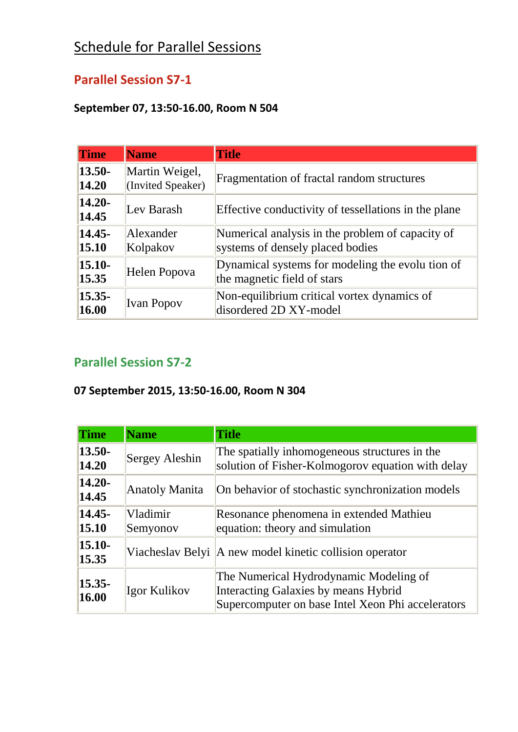# Schedule for Parallel Sessions

## Parallel Session S7-1

**September 07, 13:50-16.00, Room N 504**

| Time | Name | Title |
|---|---|---|
| **13.50-14.20** | Martin Weigel, (Invited Speaker) | Fragmentation of fractal random structures |
| **14.20-14.45** | Lev Barash | Effective conductivity of tessellations in the plane |
| **14.45-15.10** | Alexander Kolpakov | Numerical analysis in the problem of capacity of systems of densely placed bodies |
| **15.10-15.35** | Helen Popova | Dynamical systems for modeling the evolu tion of the magnetic field of stars |
| **15.35-16.00** | Ivan Popov | Non-equilibrium critical vortex dynamics of disordered 2D XY-model |

## Parallel Session S7-2

**07 September 2015, 13:50-16.00, Room N 304**

| Time | Name | Title |
|---|---|---|
| **13.50-14.20** | Sergey Aleshin | The spatially inhomogeneous structures in the solution of Fisher-Kolmogorov equation with delay |
| **14.20-14.45** | Anatoly Manita | On behavior of stochastic synchronization models |
| **14.45-15.10** | Vladimir Semyonov | Resonance phenomena in extended Mathieu equation: theory and simulation |
| **15.10-15.35** | Viacheslav Belyi | A new model kinetic collision operator |
| **15.35-16.00** | Igor Kulikov | The Numerical Hydrodynamic Modeling of Interacting Galaxies by means Hybrid Supercomputer on base Intel Xeon Phi accelerators |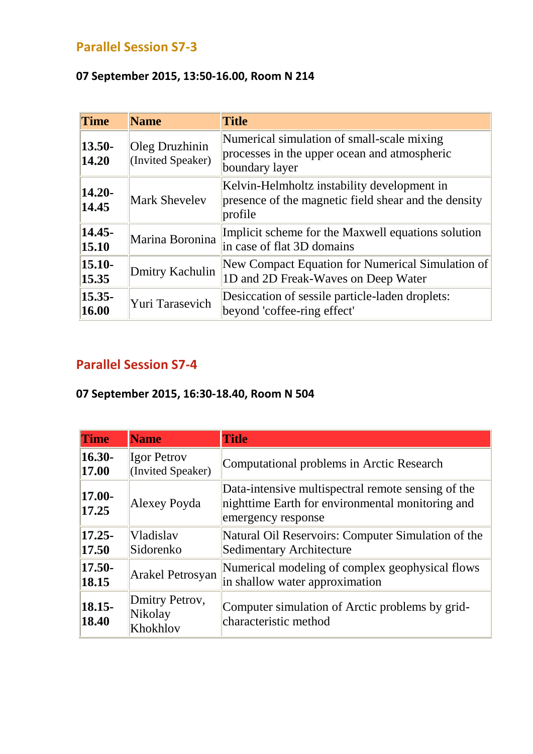## Parallel Session S7-3

**07 September 2015, 13:50-16.00, Room N 214**

| Time | Name | Title |
|---|---|---|
| **13.50-14.20** | Oleg Druzhinin (Invited Speaker) | Numerical simulation of small-scale mixing processes in the upper ocean and atmospheric boundary layer |
| **14.20-14.45** | Mark Shevelev | Kelvin-Helmholtz instability development in presence of the magnetic field shear and the density profile |
| **14.45-15.10** | Marina Boronina | Implicit scheme for the Maxwell equations solution in case of flat 3D domains |
| **15.10-15.35** | Dmitry Kachulin | New Compact Equation for Numerical Simulation of 1D and 2D Freak-Waves on Deep Water |
| **15.35-16.00** | Yuri Tarasevich | Desiccation of sessile particle-laden droplets: beyond 'coffee-ring effect' |

## Parallel Session S7-4

**07 September 2015, 16:30-18.40, Room N 504**

| Time | Name | Title |
|---|---|---|
| **16.30-17.00** | Igor Petrov (Invited Speaker) | Computational problems in Arctic Research |
| **17.00-17.25** | Alexey Poyda | Data-intensive multispectral remote sensing of the nighttime Earth for environmental monitoring and emergency response |
| **17.25-17.50** | Vladislav Sidorenko | Natural Oil Reservoirs: Computer Simulation of the Sedimentary Architecture |
| **17.50-18.15** | Arakel Petrosyan | Numerical modeling of complex geophysical flows in shallow water approximation |
| **18.15-18.40** | Dmitry Petrov, Nikolay Khokhlov | Computer simulation of Arctic problems by grid-characteristic method |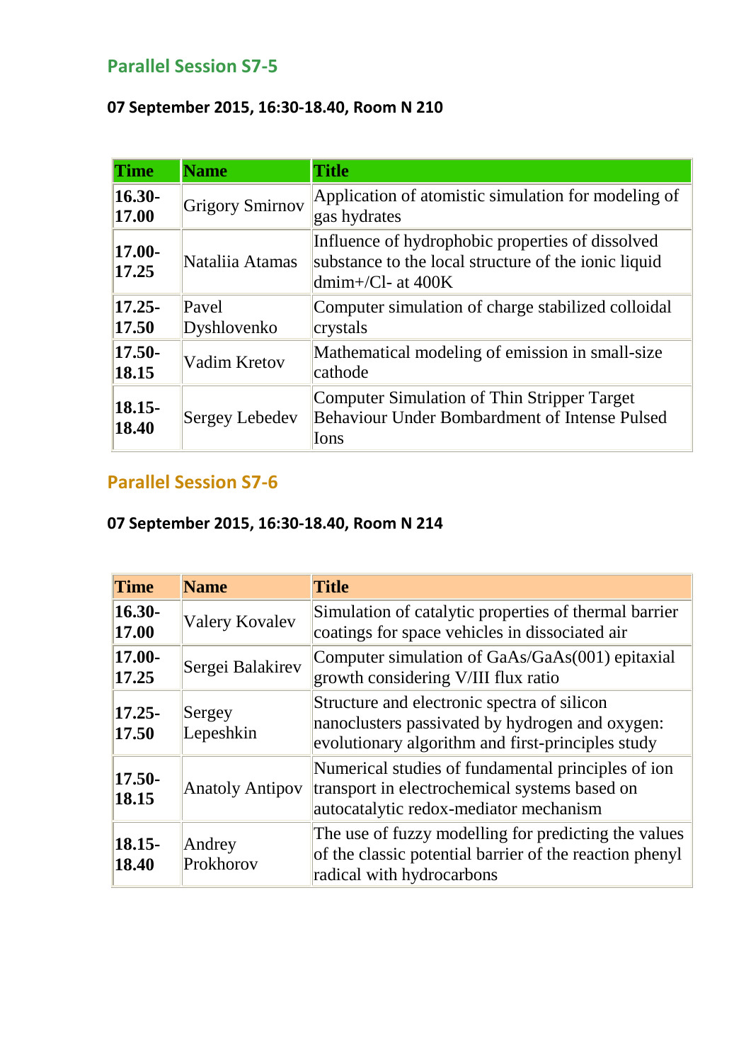## Parallel Session S7-5

**07 September 2015, 16:30-18.40, Room N 210**

| Time | Name | Title |
|---|---|---|
| **16.30-17.00** | Grigory Smirnov | Application of atomistic simulation for modeling of gas hydrates |
| **17.00-17.25** | Nataliia Atamas | Influence of hydrophobic properties of dissolved substance to the local structure of the ionic liquid dmim+/Cl- at 400K |
| **17.25-17.50** | Pavel Dyshlovenko | Computer simulation of charge stabilized colloidal crystals |
| **17.50-18.15** | Vadim Kretov | Mathematical modeling of emission in small-size cathode |
| **18.15-18.40** | Sergey Lebedev | Computer Simulation of Thin Stripper Target Behaviour Under Bombardment of Intense Pulsed Ions |

## Parallel Session S7-6

**07 September 2015, 16:30-18.40, Room N 214**

| Time | Name | Title |
|---|---|---|
| **16.30-17.00** | Valery Kovalev | Simulation of catalytic properties of thermal barrier coatings for space vehicles in dissociated air |
| **17.00-17.25** | Sergei Balakirev | Computer simulation of GaAs/GaAs(001) epitaxial growth considering V/III flux ratio |
| **17.25-17.50** | Sergey Lepeshkin | Structure and electronic spectra of silicon nanoclusters passivated by hydrogen and oxygen: evolutionary algorithm and first-principles study |
| **17.50-18.15** | Anatoly Antipov | Numerical studies of fundamental principles of ion transport in electrochemical systems based on autocatalytic redox-mediator mechanism |
| **18.15-18.40** | Andrey Prokhorov | The use of fuzzy modelling for predicting the values of the classic potential barrier of the reaction phenyl radical with hydrocarbons |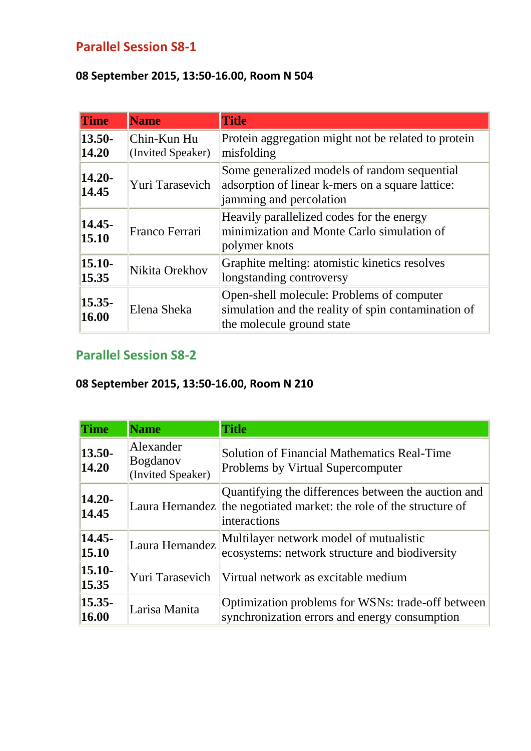## Parallel Session S8-1

**08 September 2015, 13:50-16.00, Room N 504**

| Time | Name | Title |
|---|---|---|
| **13.50-14.20** | Chin-Kun Hu (Invited Speaker) | Protein aggregation might not be related to protein misfolding |
| **14.20-14.45** | Yuri Tarasevich | Some generalized models of random sequential adsorption of linear k-mers on a square lattice: jamming and percolation |
| **14.45-15.10** | Franco Ferrari | Heavily parallelized codes for the energy minimization and Monte Carlo simulation of polymer knots |
| **15.10-15.35** | Nikita Orekhov | Graphite melting: atomistic kinetics resolves longstanding controversy |
| **15.35-16.00** | Elena Sheka | Open-shell molecule: Problems of computer simulation and the reality of spin contamination of the molecule ground state |

## Parallel Session S8-2

**08 September 2015, 13:50-16.00, Room N 210**

| Time | Name | Title |
|---|---|---|
| **13.50-14.20** | Alexander Bogdanov (Invited Speaker) | Solution of Financial Mathematics Real-Time Problems by Virtual Supercomputer |
| **14.20-14.45** | Laura Hernandez | Quantifying the differences between the auction and the negotiated market: the role of the structure of interactions |
| **14.45-15.10** | Laura Hernandez | Multilayer network model of mutualistic ecosystems: network structure and biodiversity |
| **15.10-15.35** | Yuri Tarasevich | Virtual network as excitable medium |
| **15.35-16.00** | Larisa Manita | Optimization problems for WSNs: trade-off between synchronization errors and energy consumption |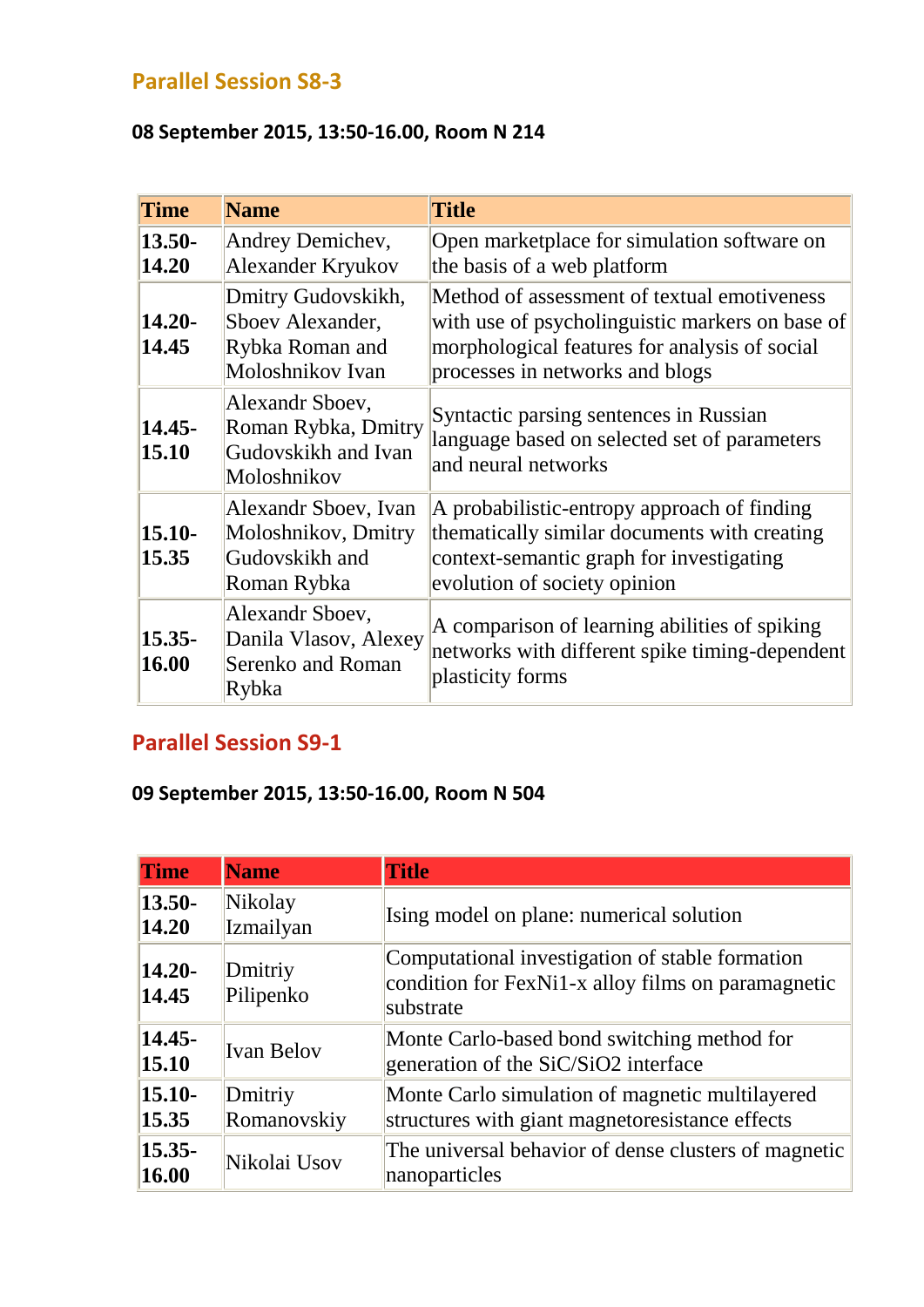## Parallel Session S8-3

**08 September 2015, 13:50-16.00, Room N 214**

| Time | Name | Title |
|---|---|---|
| **13.50-14.20** | Andrey Demichev, Alexander Kryukov | Open marketplace for simulation software on the basis of a web platform |
| **14.20-14.45** | Dmitry Gudovskikh, Sboev Alexander, Rybka Roman and Moloshnikov Ivan | Method of assessment of textual emotiveness with use of psycholinguistic markers on base of morphological features for analysis of social processes in networks and blogs |
| **14.45-15.10** | Alexandr Sboev, Roman Rybka, Dmitry Gudovskikh and Ivan Moloshnikov | Syntactic parsing sentences in Russian language based on selected set of parameters and neural networks |
| **15.10-15.35** | Alexandr Sboev, Ivan Moloshnikov, Dmitry Gudovskikh and Roman Rybka | A probabilistic-entropy approach of finding thematically similar documents with creating context-semantic graph for investigating evolution of society opinion |
| **15.35-16.00** | Alexandr Sboev, Danila Vlasov, Alexey Serenko and Roman Rybka | A comparison of learning abilities of spiking networks with different spike timing-dependent plasticity forms |

## Parallel Session S9-1

**09 September 2015, 13:50-16.00, Room N 504**

| Time | Name | Title |
|---|---|---|
| **13.50-14.20** | Nikolay Izmailyan | Ising model on plane: numerical solution |
| **14.20-14.45** | Dmitriy Pilipenko | Computational investigation of stable formation condition for $Fe_xNi_{1-x}$ alloy films on paramagnetic substrate |
| **14.45-15.10** | Ivan Belov | Monte Carlo-based bond switching method for generation of the $SiC/SiO_2$ interface |
| **15.10-15.35** | Dmitriy Romanovskiy | Monte Carlo simulation of magnetic multilayered structures with giant magnetoresistance effects |
| **15.35-16.00** | Nikolai Usov | The universal behavior of dense clusters of magnetic nanoparticles |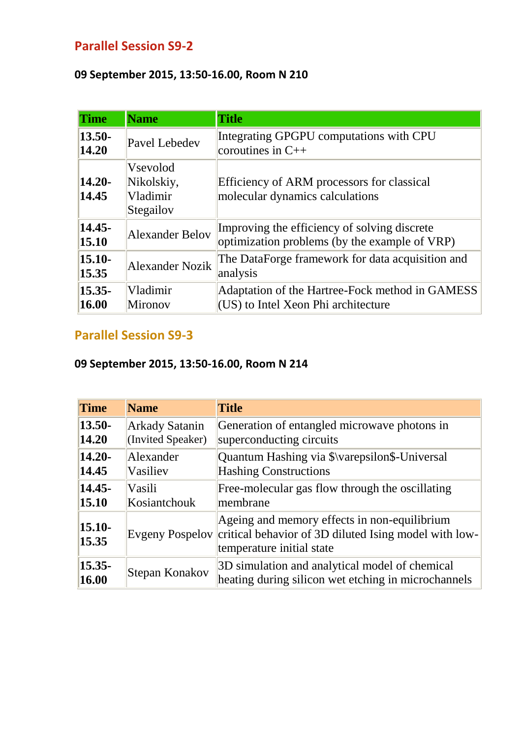## Parallel Session S9-2

**09 September 2015, 13:50-16.00, Room N 210**

| Time | Name | Title |
|---|---|---|
| **13.50-14.20** | Pavel Lebedev | Integrating GPGPU computations with CPU coroutines in C++ |
| **14.20-14.45** | Vsevolod Nikolskiy, Vladimir Stegailov | Efficiency of ARM processors for classical molecular dynamics calculations |
| **14.45-15.10** | Alexander Belov | Improving the efficiency of solving discrete optimization problems (by the example of VRP) |
| **15.10-15.35** | Alexander Nozik | The DataForge framework for data acquisition and analysis |
| **15.35-16.00** | Vladimir Mironov | Adaptation of the Hartree-Fock method in GAMESS (US) to Intel Xeon Phi architecture |

## Parallel Session S9-3

**09 September 2015, 13:50-16.00, Room N 214**

| Time | Name | Title |
|---|---|---|
| **13.50-14.20** | Arkady Satanin (Invited Speaker) | Generation of entangled microwave photons in superconducting circuits |
| **14.20-14.45** | Alexander Vasiliev | Quantum Hashing via $\varepsilon$-Universal Hashing Constructions |
| **14.45-15.10** | Vasili Kosiantchouk | Free-molecular gas flow through the oscillating membrane |
| **15.10-15.35** | Evgeny Pospelov | Ageing and memory effects in non-equilibrium critical behavior of 3D diluted Ising model with low-temperature initial state |
| **15.35-16.00** | Stepan Konakov | 3D simulation and analytical model of chemical heating during silicon wet etching in microchannels |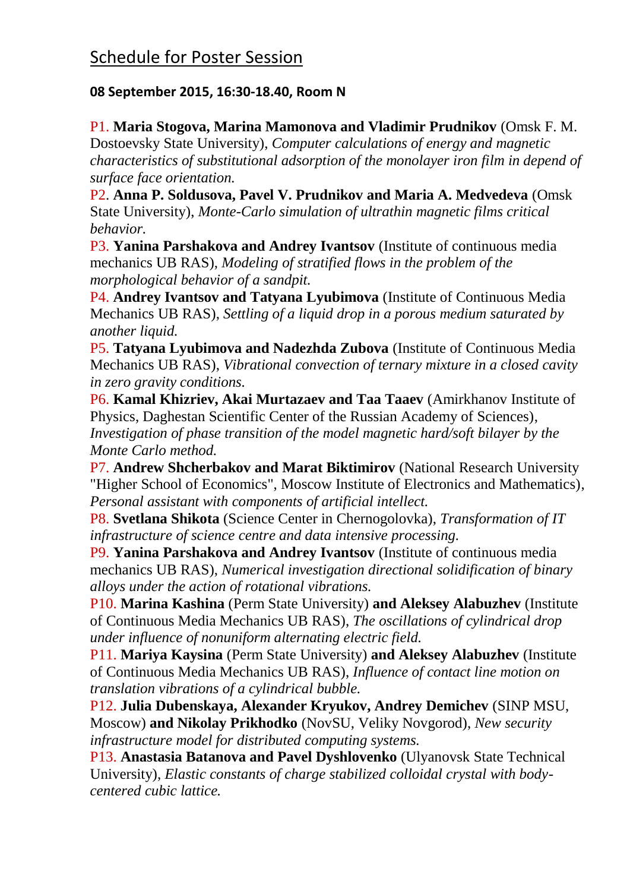## Schedule for Poster Session

**08 September 2015, 16:30-18.40, Room N**

P1. **Maria Stogova, Marina Mamonova and Vladimir Prudnikov** (Omsk F. M. Dostoevsky State University), *Computer calculations of energy and magnetic characteristics of substitutional adsorption of the monolayer iron film in depend of surface face orientation.*

P2. **Anna P. Soldusova, Pavel V. Prudnikov and Maria A. Medvedeva** (Omsk State University), *Monte-Carlo simulation of ultrathin magnetic films critical behavior.*

P3. **Yanina Parshakova and Andrey Ivantsov** (Institute of continuous media mechanics UB RAS), *Modeling of stratified flows in the problem of the morphological behavior of a sandpit.*

P4. **Andrey Ivantsov and Tatyana Lyubimova** (Institute of Continuous Media Mechanics UB RAS), *Settling of a liquid drop in a porous medium saturated by another liquid.*

P5. **Tatyana Lyubimova and Nadezhda Zubova** (Institute of Continuous Media Mechanics UB RAS), *Vibrational convection of ternary mixture in a closed cavity in zero gravity conditions.*

P6. **Kamal Khizriev, Akai Murtazaev and Taa Taaev** (Amirkhanov Institute of Physics, Daghestan Scientific Center of the Russian Academy of Sciences), *Investigation of phase transition of the model magnetic hard/soft bilayer by the Monte Carlo method.*

P7. **Andrew Shcherbakov and Marat Biktimirov** (National Research University "Higher School of Economics", Moscow Institute of Electronics and Mathematics), *Personal assistant with components of artificial intellect.*

P8. **Svetlana Shikota** (Science Center in Chernogolovka), *Transformation of IT infrastructure of science centre and data intensive processing.*

P9. **Yanina Parshakova and Andrey Ivantsov** (Institute of continuous media mechanics UB RAS), *Numerical investigation directional solidification of binary alloys under the action of rotational vibrations.*

P10. **Marina Kashina** (Perm State University) **and Aleksey Alabuzhev** (Institute of Continuous Media Mechanics UB RAS), *The oscillations of cylindrical drop under influence of nonuniform alternating electric field.*

P11. **Mariya Kaysina** (Perm State University) **and Aleksey Alabuzhev** (Institute of Continuous Media Mechanics UB RAS), *Influence of contact line motion on translation vibrations of a cylindrical bubble.*

P12. **Julia Dubenskaya, Alexander Kryukov, Andrey Demichev** (SINP MSU, Moscow) **and Nikolay Prikhodko** (NovSU, Veliky Novgorod), *New security infrastructure model for distributed computing systems.*

P13. **Anastasia Batanova and Pavel Dyshlovenko** (Ulyanovsk State Technical University), *Elastic constants of charge stabilized colloidal crystal with body-centered cubic lattice.*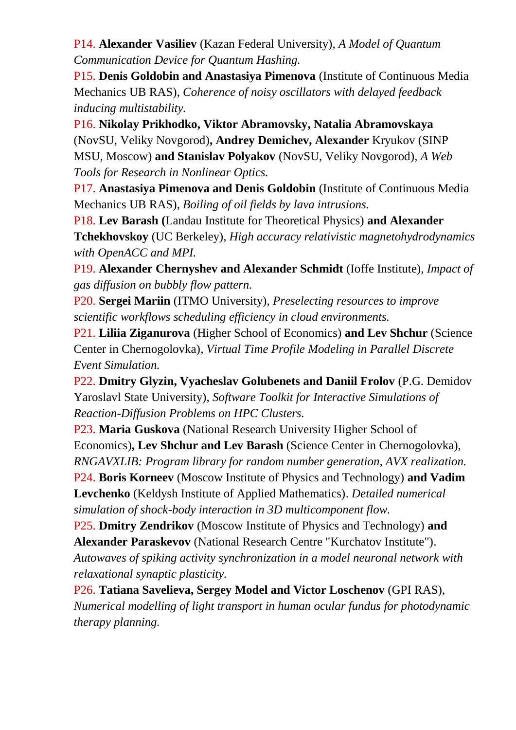P14. **Alexander Vasiliev** (Kazan Federal University), *A Model of Quantum Communication Device for Quantum Hashing.*

P15. **Denis Goldobin and Anastasiya Pimenova** (Institute of Continuous Media Mechanics UB RAS), *Coherence of noisy oscillators with delayed feedback inducing multistability.*

P16. **Nikolay Prikhodko, Viktor Abramovsky, Natalia Abramovskaya** (NovSU, Veliky Novgorod)**, Andrey Demichev, Alexander** Kryukov (SINP MSU, Moscow) **and Stanislav Polyakov** (NovSU, Veliky Novgorod), *A Web Tools for Research in Nonlinear Optics.*

P17. **Anastasiya Pimenova and Denis Goldobin** (Institute of Continuous Media Mechanics UB RAS), *Boiling of oil fields by lava intrusions.*

P18. **Lev Barash (**Landau Institute for Theoretical Physics) **and Alexander Tchekhovskoy** (UC Berkeley), *High accuracy relativistic magnetohydrodynamics with OpenACC and MPI.*

P19. **Alexander Chernyshev and Alexander Schmidt** (Ioffe Institute), *Impact of gas diffusion on bubbly flow pattern.*

P20. **Sergei Mariin** (ITMO University), *Preselecting resources to improve scientific workflows scheduling efficiency in cloud environments.*

P21. **Liliia Ziganurova** (Higher School of Economics) **and Lev Shchur** (Science Center in Chernogolovka), *Virtual Time Profile Modeling in Parallel Discrete Event Simulation.*

P22. **Dmitry Glyzin, Vyacheslav Golubenets and Daniil Frolov** (P.G. Demidov Yaroslavl State University), *Software Toolkit for Interactive Simulations of Reaction-Diffusion Problems on HPC Clusters.*

P23. **Maria Guskova** (National Research University Higher School of Economics)**, Lev Shchur and Lev Barash** (Science Center in Chernogolovka), *RNGAVXLIB: Program library for random number generation, AVX realization.*

P24. **Boris Korneev** (Moscow Institute of Physics and Technology) **and Vadim Levchenko** (Keldysh Institute of Applied Mathematics). *Detailed numerical simulation of shock-body interaction in 3D multicomponent flow.*

P25. **Dmitry Zendrikov** (Moscow Institute of Physics and Technology) **and Alexander Paraskevov** (National Research Centre "Kurchatov Institute"). *Autowaves of spiking activity synchronization in a model neuronal network with relaxational synaptic plasticity.*

P26. **Tatiana Savelieva, Sergey Model and Victor Loschenov** (GPI RAS), *Numerical modelling of light transport in human ocular fundus for photodynamic therapy planning.*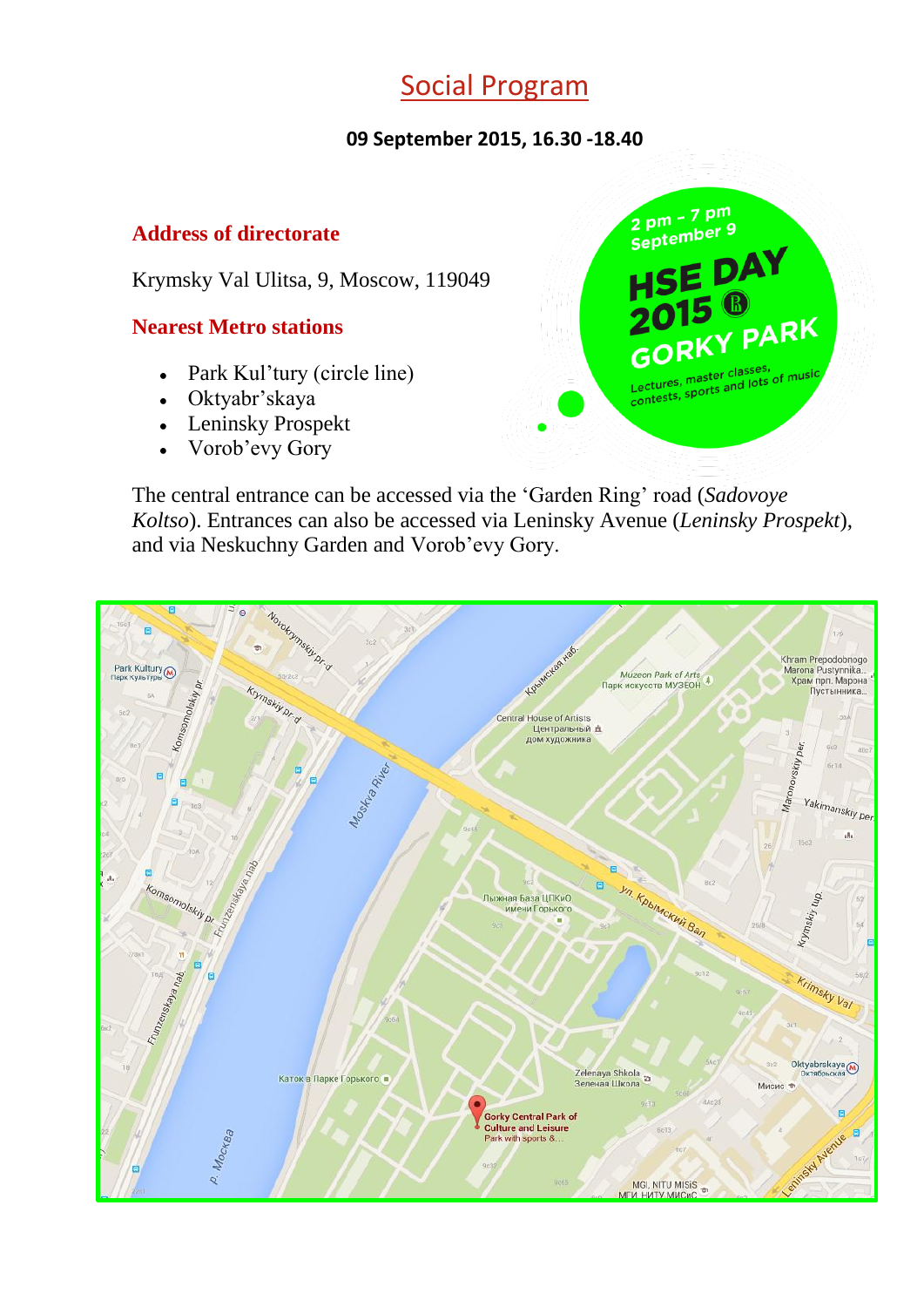# Social Program

**09 September 2015, 16.30 -18.40**

## Address of directorate

Krymsky Val Ulitsa, 9, Moscow, 119049

## Nearest Metro stations

- Park Kul'tury (circle line)
- Oktyabr'skaya
- Leninsky Prospekt
- Vorob'evy Gory

2 pm – 7 pm
September 9
HSE DAY
2015
GORKY PARK
Lectures, master classes, contests, sports and lots of music

The central entrance can be accessed via the 'Garden Ring' road (*Sadovoye Koltso*). Entrances can also be accessed via Leninsky Avenue (*Leninsky Prospekt*), and via Neskuchny Garden and Vorob'evy Gory.